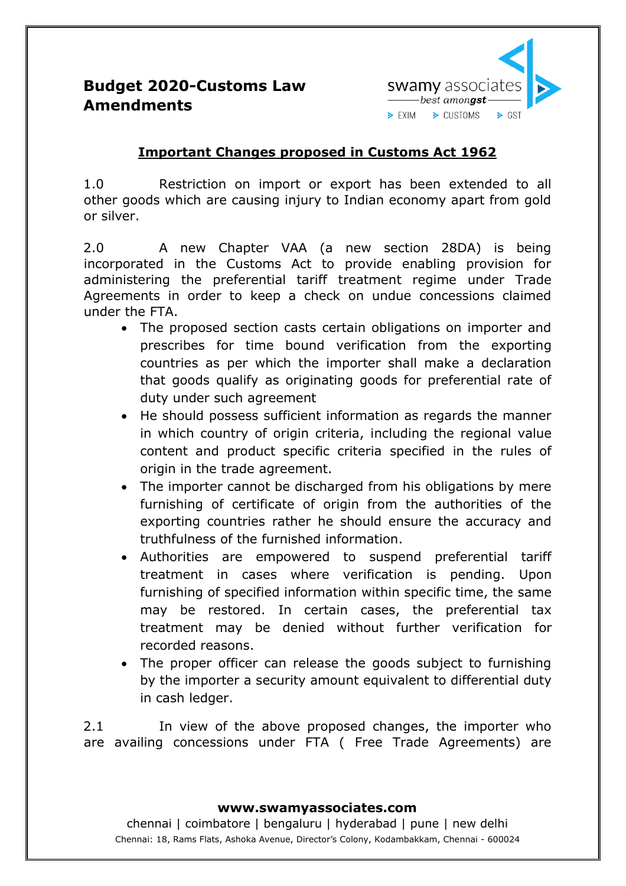# Budget 2020-Customs Law Amendments

## Important Changes proposed in Customs Act 1962

1.0 Restriction on import or export has been extended to all other goods which are causing injury to Indian economy apart from gold or silver.

2.0 A new Chapter VAA (a new section 28DA) is being incorporated in the Customs Act to provide enabling provision for administering the preferential tariff treatment regime under Trade Agreements in order to keep a check on undue concessions claimed under the FTA.

- The proposed section casts certain obligations on importer and prescribes for time bound verification from the exporting countries as per which the importer shall make a declaration that goods qualify as originating goods for preferential rate of duty under such agreement
- He should possess sufficient information as regards the manner in which country of origin criteria, including the regional value content and product specific criteria specified in the rules of origin in the trade agreement.
- The importer cannot be discharged from his obligations by mere furnishing of certificate of origin from the authorities of the exporting countries rather he should ensure the accuracy and truthfulness of the furnished information.
- Authorities are empowered to suspend preferential tariff treatment in cases where verification is pending. Upon furnishing of specified information within specific time, the same may be restored. In certain cases, the preferential tax treatment may be denied without further verification for recorded reasons.
- The proper officer can release the goods subject to furnishing by the importer a security amount equivalent to differential duty in cash ledger.

2.1 In view of the above proposed changes, the importer who are availing concessions under FTA ( Free Trade Agreements) are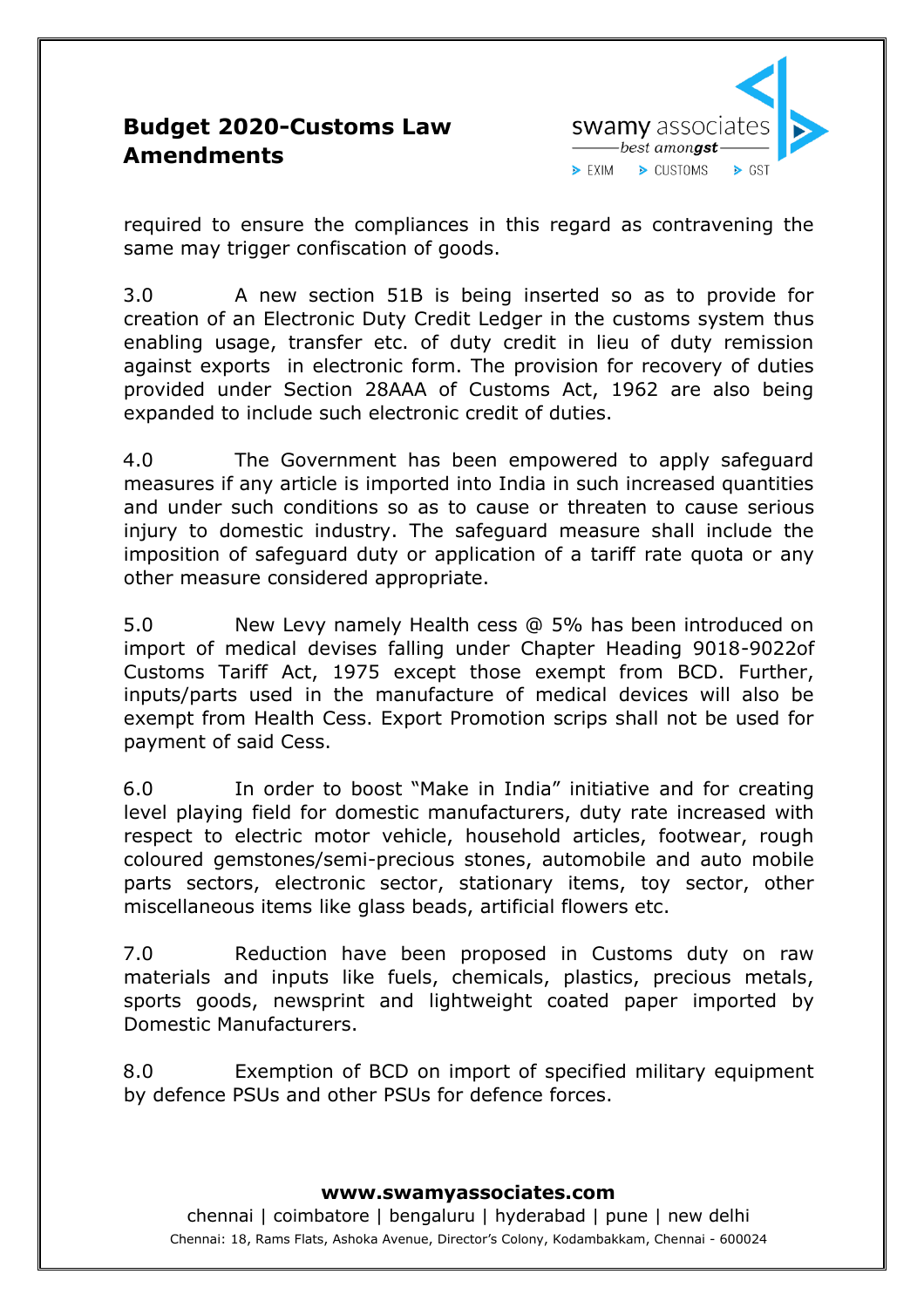required to ensure the compliances in this regard as contravening the same may trigger confiscation of goods.

3.0 A new section 51B is being inserted so as to provide for creation of an Electronic Duty Credit Ledger in the customs system thus enabling usage, transfer etc. of duty credit in lieu of duty remission against exports in electronic form. The provision for recovery of duties provided under Section 28AAA of Customs Act, 1962 are also being expanded to include such electronic credit of duties.

4.0 The Government has been empowered to apply safeguard measures if any article is imported into India in such increased quantities and under such conditions so as to cause or threaten to cause serious injury to domestic industry. The safeguard measure shall include the imposition of safeguard duty or application of a tariff rate quota or any other measure considered appropriate.

5.0 New Levy namely Health cess @ 5% has been introduced on import of medical devises falling under Chapter Heading 9018-9022of Customs Tariff Act, 1975 except those exempt from BCD. Further, inputs/parts used in the manufacture of medical devices will also be exempt from Health Cess. Export Promotion scrips shall not be used for payment of said Cess.

6.0 In order to boost "Make in India" initiative and for creating level playing field for domestic manufacturers, duty rate increased with respect to electric motor vehicle, household articles, footwear, rough coloured gemstones/semi-precious stones, automobile and auto mobile parts sectors, electronic sector, stationary items, toy sector, other miscellaneous items like glass beads, artificial flowers etc.

7.0 Reduction have been proposed in Customs duty on raw materials and inputs like fuels, chemicals, plastics, precious metals, sports goods, newsprint and lightweight coated paper imported by Domestic Manufacturers.

8.0 Exemption of BCD on import of specified military equipment by defence PSUs and other PSUs for defence forces.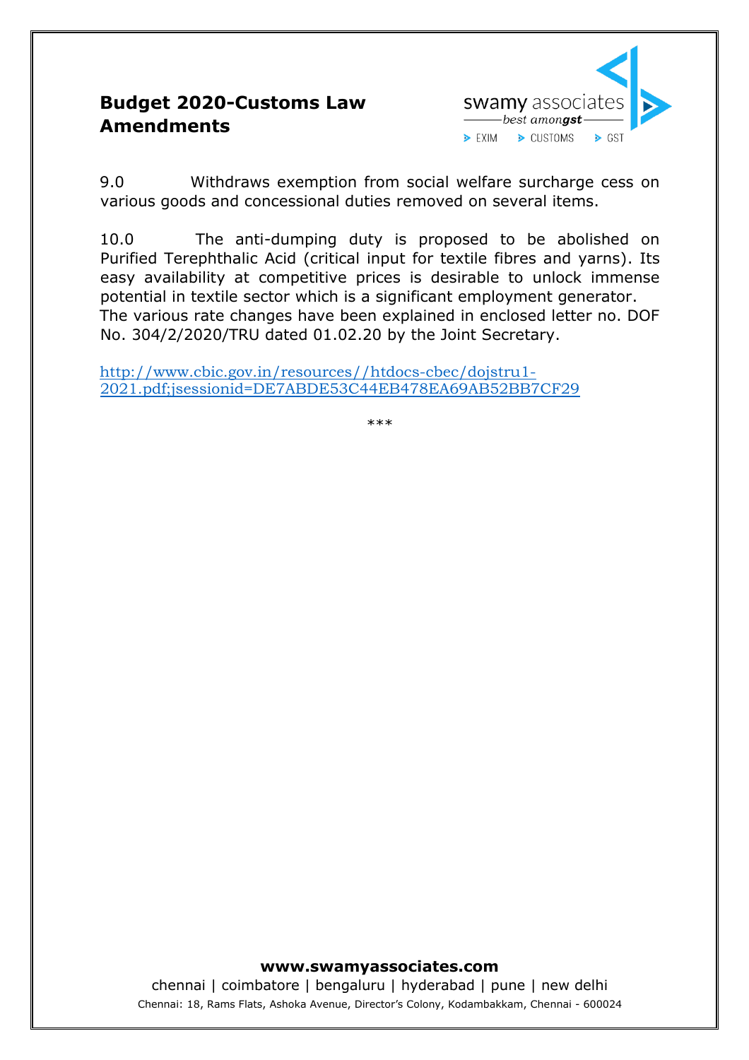9.0 Withdraws exemption from social welfare surcharge cess on various goods and concessional duties removed on several items.

10.0 The anti-dumping duty is proposed to be abolished on Purified Terephthalic Acid (critical input for textile fibres and yarns). Its easy availability at competitive prices is desirable to unlock immense potential in textile sector which is a significant employment generator.
The various rate changes have been explained in enclosed letter no. DOF No. 304/2/2020/TRU dated 01.02.20 by the Joint Secretary.

http://www.cbic.gov.in/resources//htdocs-cbec/dojstru1-2021.pdf;jsessionid=DE7ABDE53C44EB478EA69AB52BB7CF29

***